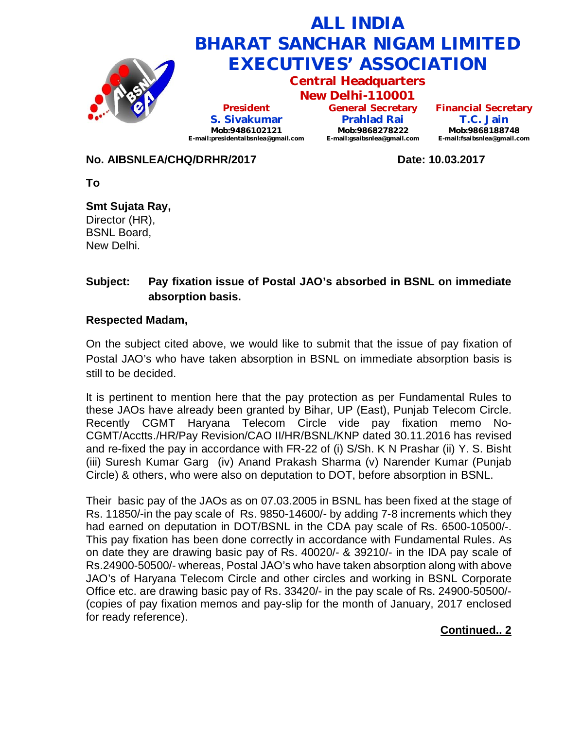# ALL INDIA BHARAT SANCHAR NIGAM LIMITED EXECUTIVES' ASSOCIATION

**Central Headquarters**
**New Delhi-110001**

| President | General Secretary | Financial Secretary |
|---|---|---|
| S. Sivakumar | Prahlad Rai | T.C. Jain |
| Mob:9486102121 | Mob:9868278222 | Mob:9868188748 |
| E-mail:presidentaibsnlea@gmail.com | E-mail:gsaibsnlea@gmail.com | E-mail:fsaibsnlea@gmail.com |

**No. AIBSNLEA/CHQ/DRHR/2017** **Date: 10.03.2017**

**To**

**Smt Sujata Ray,**
Director (HR),
BSNL Board,
New Delhi.

**Subject: Pay fixation issue of Postal JAO's absorbed in BSNL on immediate absorption basis.**

**Respected Madam,**

On the subject cited above, we would like to submit that the issue of pay fixation of Postal JAO's who have taken absorption in BSNL on immediate absorption basis is still to be decided.

It is pertinent to mention here that the pay protection as per Fundamental Rules to these JAOs have already been granted by Bihar, UP (East), Punjab Telecom Circle. Recently CGMT Haryana Telecom Circle vide pay fixation memo No-CGMT/Acctts./HR/Pay Revision/CAO II/HR/BSNL/KNP dated 30.11.2016 has revised and re-fixed the pay in accordance with FR-22 of (i) S/Sh. K N Prashar (ii) Y. S. Bisht (iii) Suresh Kumar Garg (iv) Anand Prakash Sharma (v) Narender Kumar (Punjab Circle) & others, who were also on deputation to DOT, before absorption in BSNL.

Their basic pay of the JAOs as on 07.03.2005 in BSNL has been fixed at the stage of Rs. 11850/-in the pay scale of Rs. 9850-14600/- by adding 7-8 increments which they had earned on deputation in DOT/BSNL in the CDA pay scale of Rs. 6500-10500/-. This pay fixation has been done correctly in accordance with Fundamental Rules. As on date they are drawing basic pay of Rs. 40020/- & 39210/- in the IDA pay scale of Rs.24900-50500/- whereas, Postal JAO's who have taken absorption along with above JAO's of Haryana Telecom Circle and other circles and working in BSNL Corporate Office etc. are drawing basic pay of Rs. 33420/- in the pay scale of Rs. 24900-50500/- (copies of pay fixation memos and pay-slip for the month of January, 2017 enclosed for ready reference).

**Continued.. 2**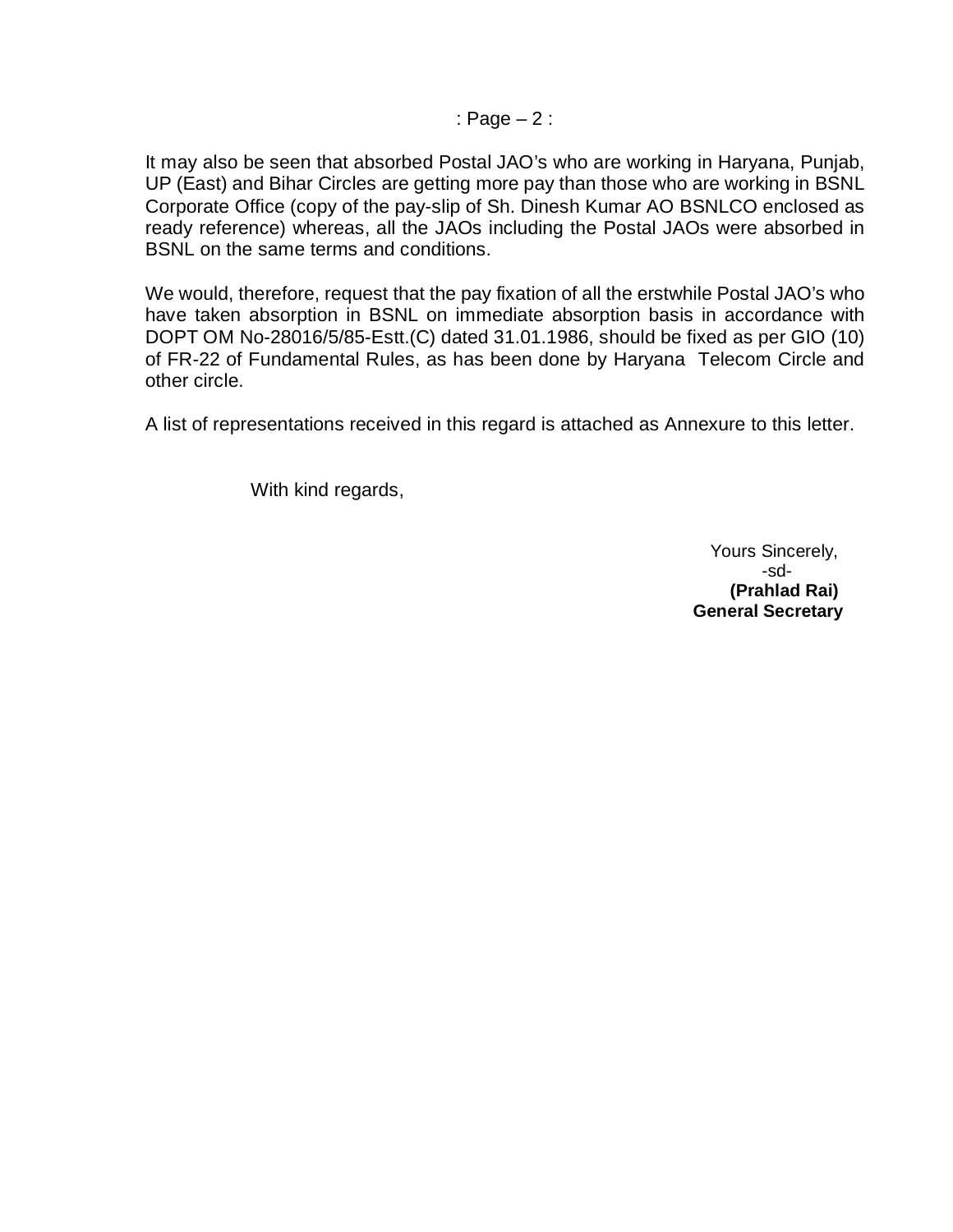It may also be seen that absorbed Postal JAO's who are working in Haryana, Punjab, UP (East) and Bihar Circles are getting more pay than those who are working in BSNL Corporate Office (copy of the pay-slip of Sh. Dinesh Kumar AO BSNLCO enclosed as ready reference) whereas, all the JAOs including the Postal JAOs were absorbed in BSNL on the same terms and conditions.

We would, therefore, request that the pay fixation of all the erstwhile Postal JAO's who have taken absorption in BSNL on immediate absorption basis in accordance with DOPT OM No-28016/5/85-Estt.(C) dated 31.01.1986, should be fixed as per GIO (10) of FR-22 of Fundamental Rules, as has been done by Haryana Telecom Circle and other circle.

A list of representations received in this regard is attached as Annexure to this letter.

With kind regards,

Yours Sincerely,
-sd-
**(Prahlad Rai)**
**General Secretary**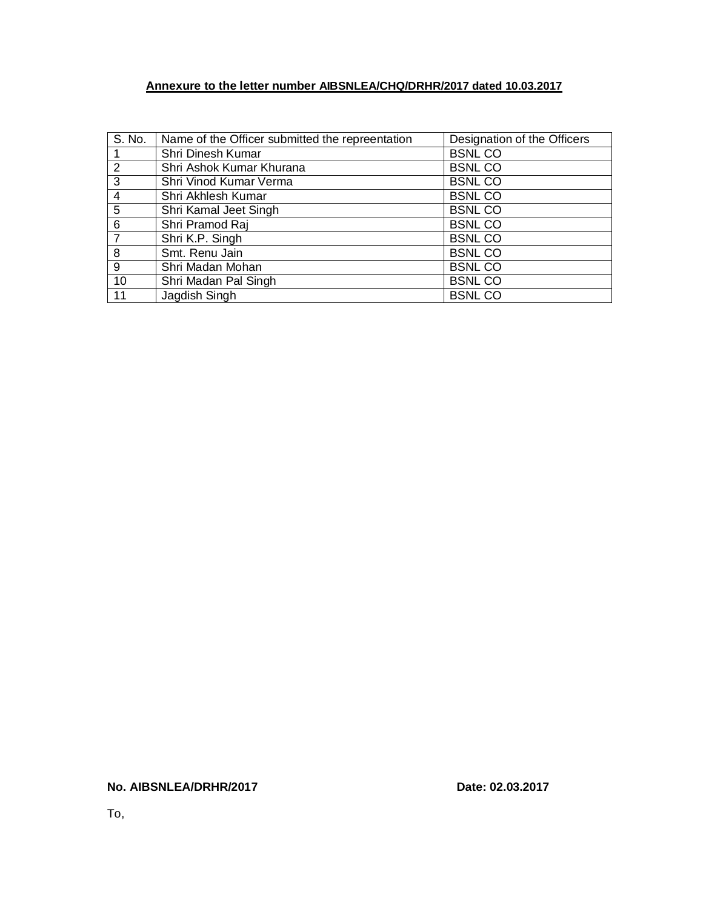**Annexure to the letter number AIBSNLEA/CHQ/DRHR/2017 dated 10.03.2017**

| S. No. | Name of the Officer submitted the repreentation | Designation of the Officers |
|---|---|---|
| 1 | Shri Dinesh Kumar | BSNL CO |
| 2 | Shri Ashok Kumar Khurana | BSNL CO |
| 3 | Shri Vinod Kumar Verma | BSNL CO |
| 4 | Shri Akhlesh Kumar | BSNL CO |
| 5 | Shri Kamal Jeet Singh | BSNL CO |
| 6 | Shri Pramod Raj | BSNL CO |
| 7 | Shri K.P. Singh | BSNL CO |
| 8 | Smt. Renu Jain | BSNL CO |
| 9 | Shri Madan Mohan | BSNL CO |
| 10 | Shri Madan Pal Singh | BSNL CO |
| 11 | Jagdish Singh | BSNL CO |

**No. AIBSNLEA/DRHR/2017** **Date: 02.03.2017**

To,